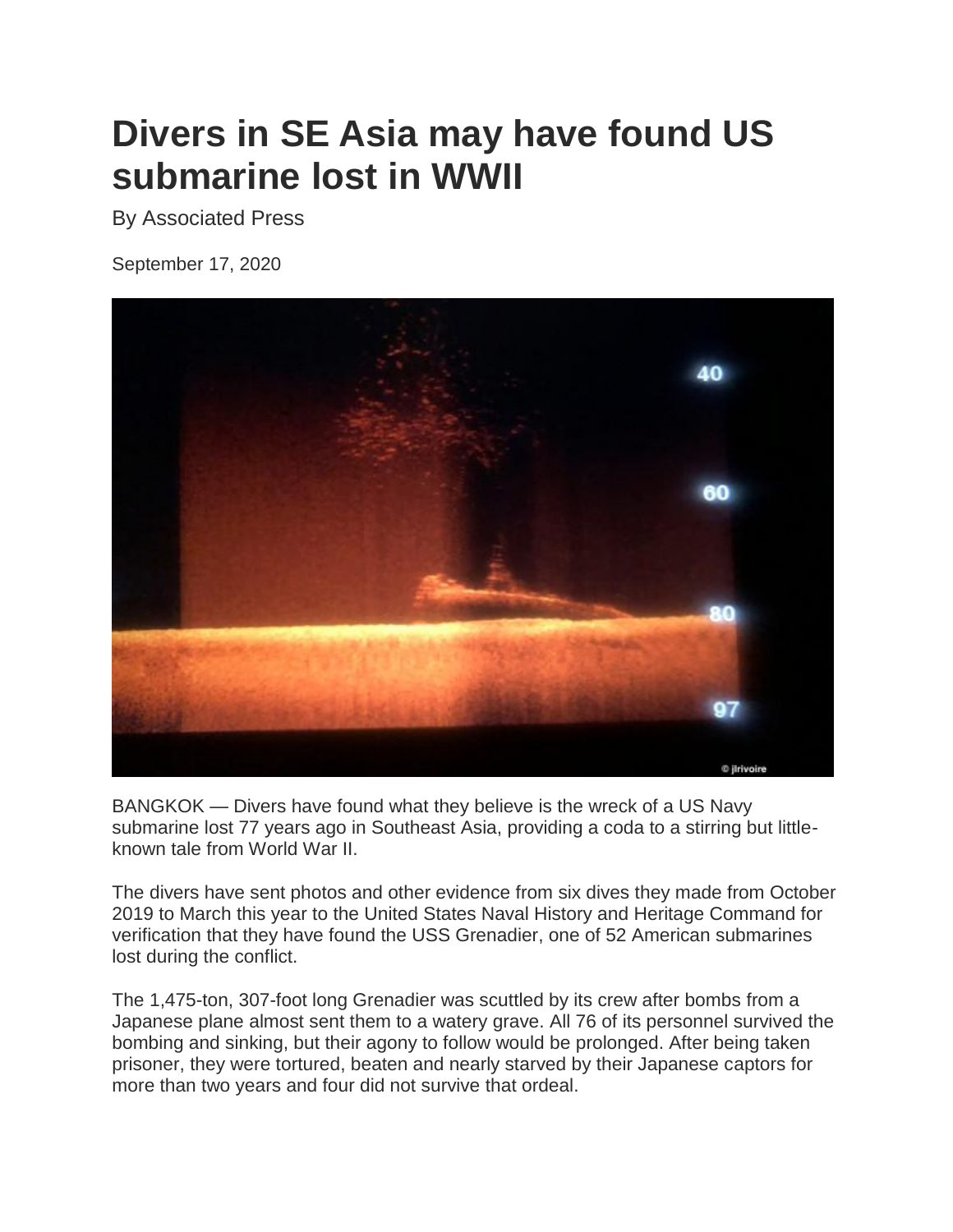# Divers in SE Asia may have found US submarine lost in WWII

By Associated Press

September 17, 2020

BANGKOK — Divers have found what they believe is the wreck of a US Navy submarine lost 77 years ago in Southeast Asia, providing a coda to a stirring but little-known tale from World War II.

The divers have sent photos and other evidence from six dives they made from October 2019 to March this year to the United States Naval History and Heritage Command for verification that they have found the USS Grenadier, one of 52 American submarines lost during the conflict.

The 1,475-ton, 307-foot long Grenadier was scuttled by its crew after bombs from a Japanese plane almost sent them to a watery grave. All 76 of its personnel survived the bombing and sinking, but their agony to follow would be prolonged. After being taken prisoner, they were tortured, beaten and nearly starved by their Japanese captors for more than two years and four did not survive that ordeal.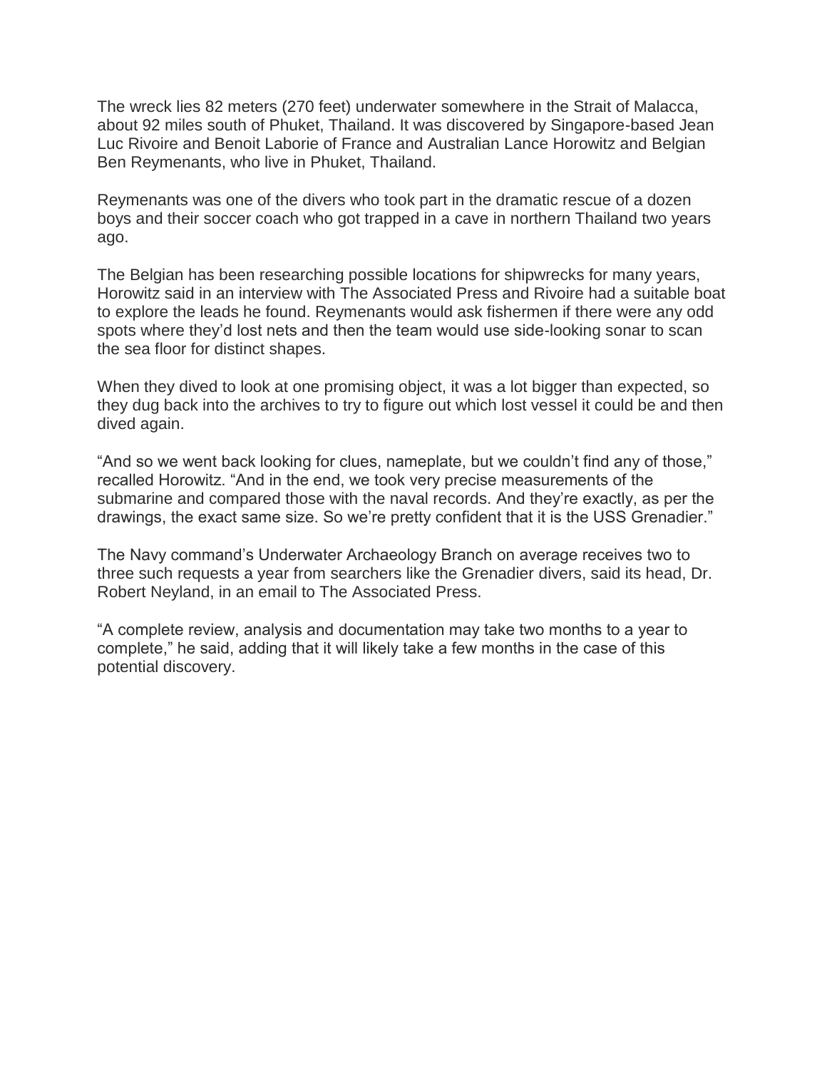The wreck lies 82 meters (270 feet) underwater somewhere in the Strait of Malacca, about 92 miles south of Phuket, Thailand. It was discovered by Singapore-based Jean Luc Rivoire and Benoit Laborie of France and Australian Lance Horowitz and Belgian Ben Reymenants, who live in Phuket, Thailand.

Reymenants was one of the divers who took part in the dramatic rescue of a dozen boys and their soccer coach who got trapped in a cave in northern Thailand two years ago.

The Belgian has been researching possible locations for shipwrecks for many years, Horowitz said in an interview with The Associated Press and Rivoire had a suitable boat to explore the leads he found. Reymenants would ask fishermen if there were any odd spots where they'd lost nets and then the team would use side-looking sonar to scan the sea floor for distinct shapes.

When they dived to look at one promising object, it was a lot bigger than expected, so they dug back into the archives to try to figure out which lost vessel it could be and then dived again.

"And so we went back looking for clues, nameplate, but we couldn't find any of those," recalled Horowitz. "And in the end, we took very precise measurements of the submarine and compared those with the naval records. And they're exactly, as per the drawings, the exact same size. So we're pretty confident that it is the USS Grenadier."

The Navy command's Underwater Archaeology Branch on average receives two to three such requests a year from searchers like the Grenadier divers, said its head, Dr. Robert Neyland, in an email to The Associated Press.

"A complete review, analysis and documentation may take two months to a year to complete," he said, adding that it will likely take a few months in the case of this potential discovery.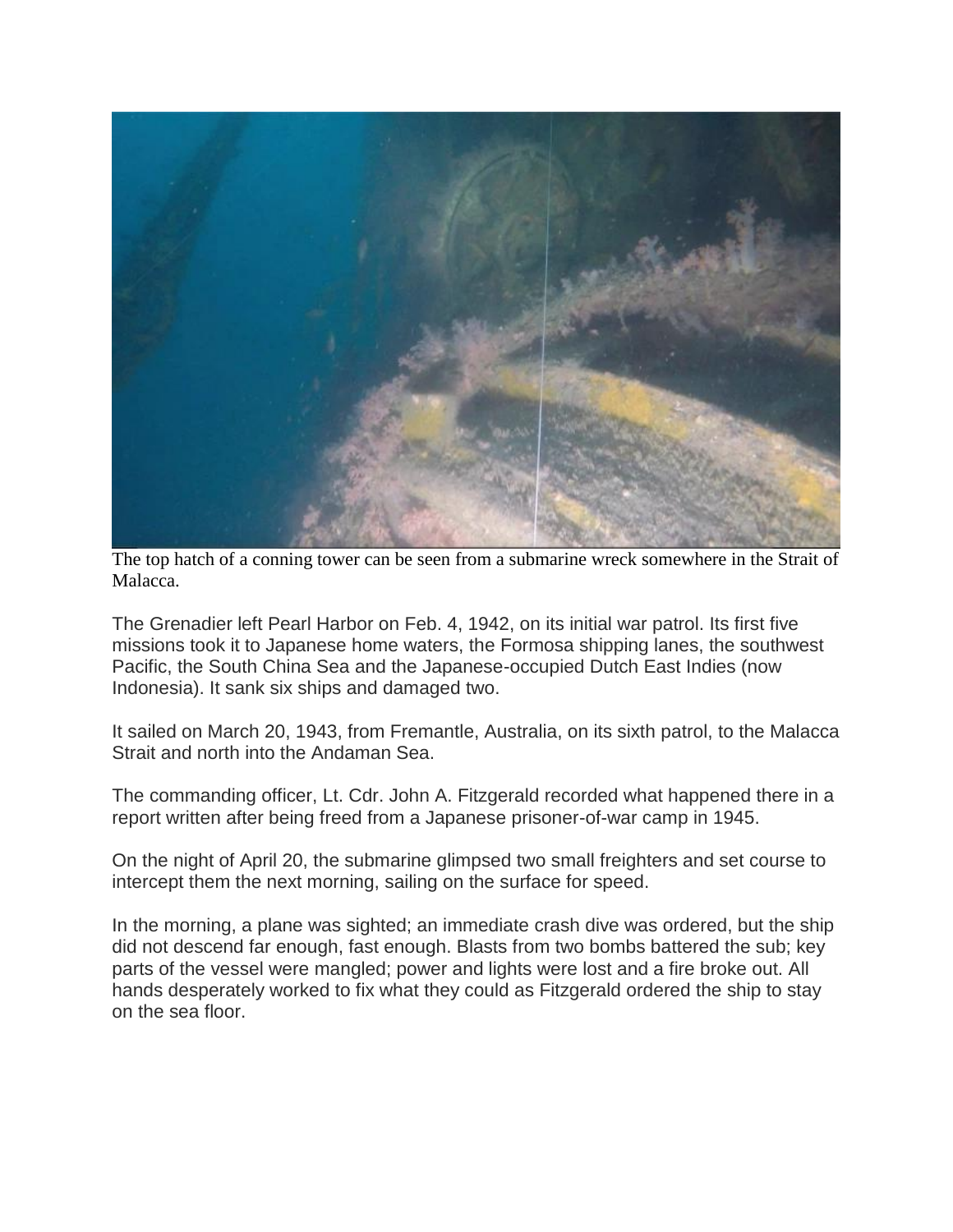The top hatch of a conning tower can be seen from a submarine wreck somewhere in the Strait of Malacca.

The Grenadier left Pearl Harbor on Feb. 4, 1942, on its initial war patrol. Its first five missions took it to Japanese home waters, the Formosa shipping lanes, the southwest Pacific, the South China Sea and the Japanese-occupied Dutch East Indies (now Indonesia). It sank six ships and damaged two.

It sailed on March 20, 1943, from Fremantle, Australia, on its sixth patrol, to the Malacca Strait and north into the Andaman Sea.

The commanding officer, Lt. Cdr. John A. Fitzgerald recorded what happened there in a report written after being freed from a Japanese prisoner-of-war camp in 1945.

On the night of April 20, the submarine glimpsed two small freighters and set course to intercept them the next morning, sailing on the surface for speed.

In the morning, a plane was sighted; an immediate crash dive was ordered, but the ship did not descend far enough, fast enough. Blasts from two bombs battered the sub; key parts of the vessel were mangled; power and lights were lost and a fire broke out. All hands desperately worked to fix what they could as Fitzgerald ordered the ship to stay on the sea floor.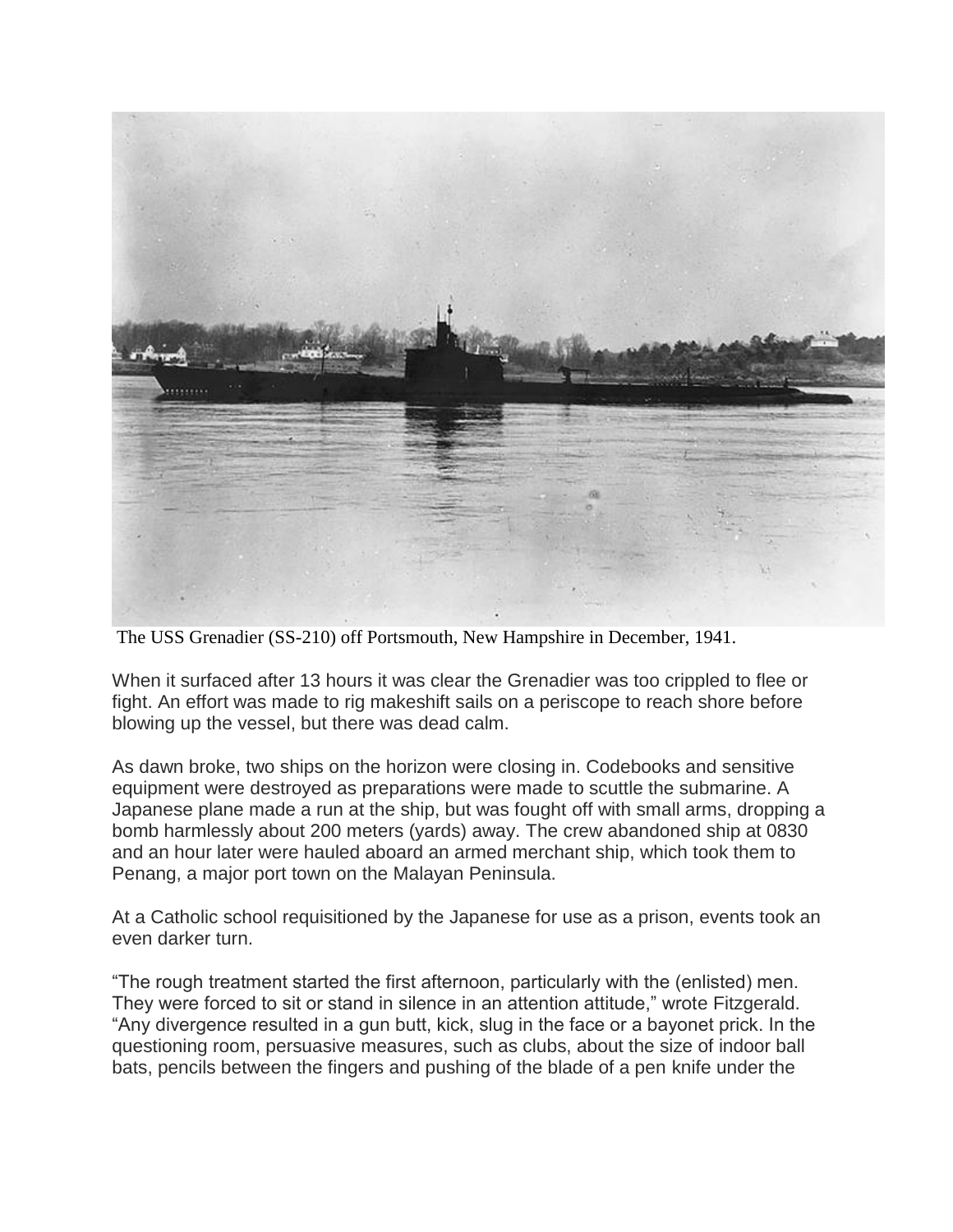The USS Grenadier (SS-210) off Portsmouth, New Hampshire in December, 1941.

When it surfaced after 13 hours it was clear the Grenadier was too crippled to flee or fight. An effort was made to rig makeshift sails on a periscope to reach shore before blowing up the vessel, but there was dead calm.

As dawn broke, two ships on the horizon were closing in. Codebooks and sensitive equipment were destroyed as preparations were made to scuttle the submarine. A Japanese plane made a run at the ship, but was fought off with small arms, dropping a bomb harmlessly about 200 meters (yards) away. The crew abandoned ship at 0830 and an hour later were hauled aboard an armed merchant ship, which took them to Penang, a major port town on the Malayan Peninsula.

At a Catholic school requisitioned by the Japanese for use as a prison, events took an even darker turn.

"The rough treatment started the first afternoon, particularly with the (enlisted) men. They were forced to sit or stand in silence in an attention attitude," wrote Fitzgerald. "Any divergence resulted in a gun butt, kick, slug in the face or a bayonet prick. In the questioning room, persuasive measures, such as clubs, about the size of indoor ball bats, pencils between the fingers and pushing of the blade of a pen knife under the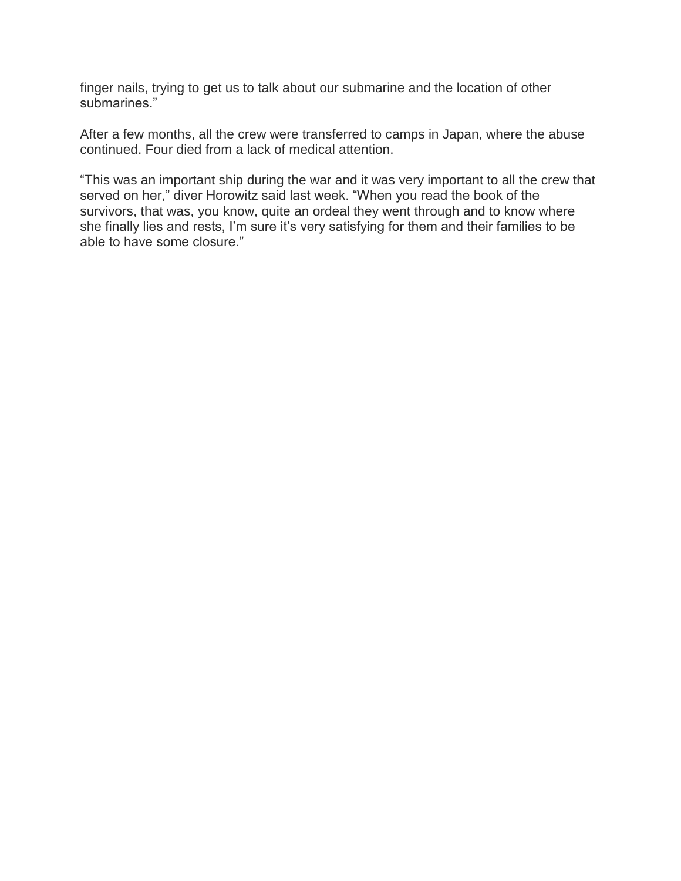finger nails, trying to get us to talk about our submarine and the location of other submarines."

After a few months, all the crew were transferred to camps in Japan, where the abuse continued. Four died from a lack of medical attention.

"This was an important ship during the war and it was very important to all the crew that served on her," diver Horowitz said last week. "When you read the book of the survivors, that was, you know, quite an ordeal they went through and to know where she finally lies and rests, I'm sure it's very satisfying for them and their families to be able to have some closure."